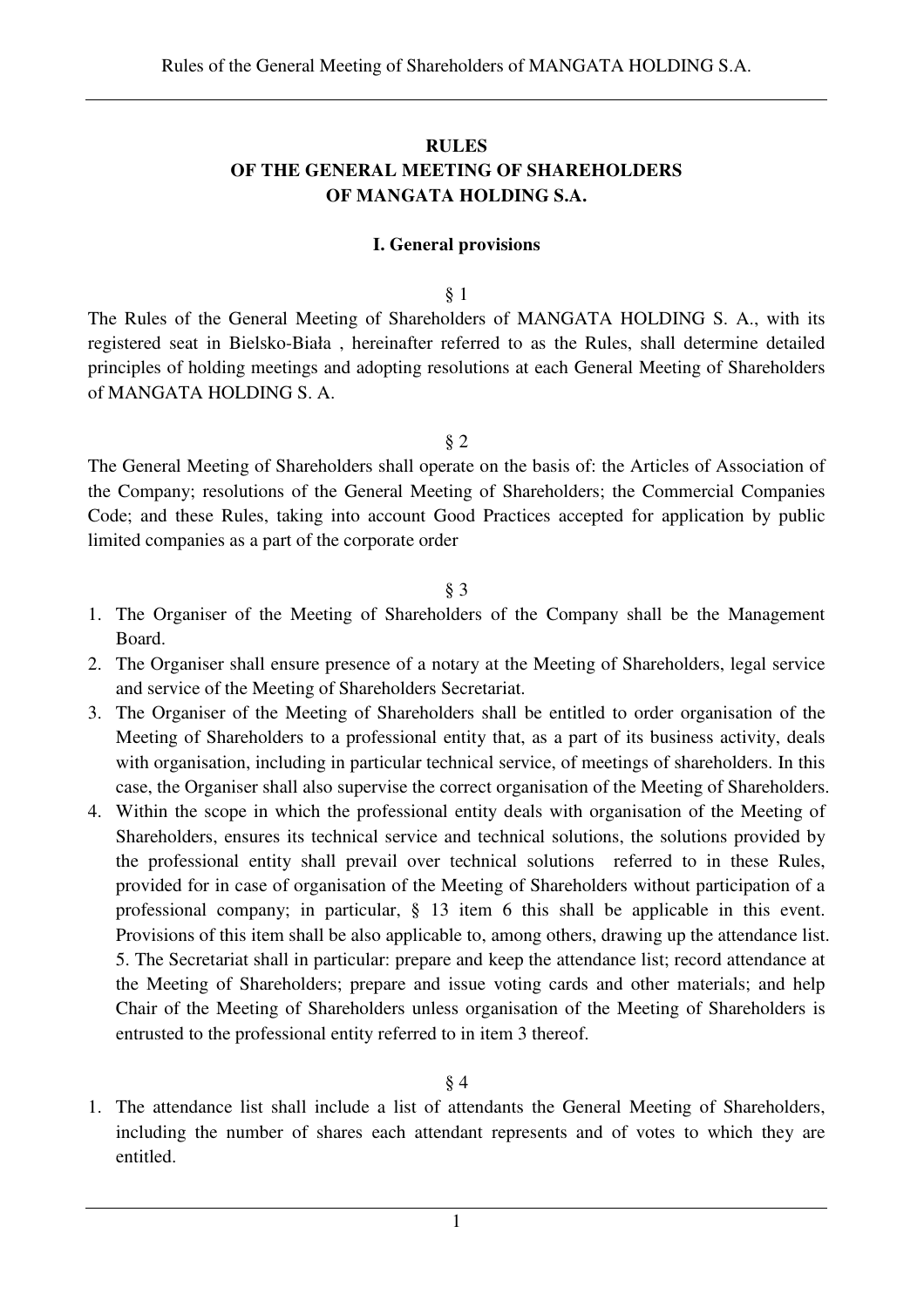# RULES
# OF THE GENERAL MEETING OF SHAREHOLDERS
# OF MANGATA HOLDING S.A.

## I. General provisions

§ 1

The Rules of the General Meeting of Shareholders of MANGATA HOLDING S. A., with its registered seat in Bielsko-Biała , hereinafter referred to as the Rules, shall determine detailed principles of holding meetings and adopting resolutions at each General Meeting of Shareholders of MANGATA HOLDING S. A.

§ 2

The General Meeting of Shareholders shall operate on the basis of: the Articles of Association of the Company; resolutions of the General Meeting of Shareholders; the Commercial Companies Code; and these Rules, taking into account Good Practices accepted for application by public limited companies as a part of the corporate order

§ 3

1. The Organiser of the Meeting of Shareholders of the Company shall be the Management Board.
2. The Organiser shall ensure presence of a notary at the Meeting of Shareholders, legal service and service of the Meeting of Shareholders Secretariat.
3. The Organiser of the Meeting of Shareholders shall be entitled to order organisation of the Meeting of Shareholders to a professional entity that, as a part of its business activity, deals with organisation, including in particular technical service, of meetings of shareholders. In this case, the Organiser shall also supervise the correct organisation of the Meeting of Shareholders.
4. Within the scope in which the professional entity deals with organisation of the Meeting of Shareholders, ensures its technical service and technical solutions, the solutions provided by the professional entity shall prevail over technical solutions referred to in these Rules, provided for in case of organisation of the Meeting of Shareholders without participation of a professional company; in particular, § 13 item 6 this shall be applicable in this event. Provisions of this item shall be also applicable to, among others, drawing up the attendance list. 5. The Secretariat shall in particular: prepare and keep the attendance list; record attendance at the Meeting of Shareholders; prepare and issue voting cards and other materials; and help Chair of the Meeting of Shareholders unless organisation of the Meeting of Shareholders is entrusted to the professional entity referred to in item 3 thereof.

§ 4

1. The attendance list shall include a list of attendants the General Meeting of Shareholders, including the number of shares each attendant represents and of votes to which they are entitled.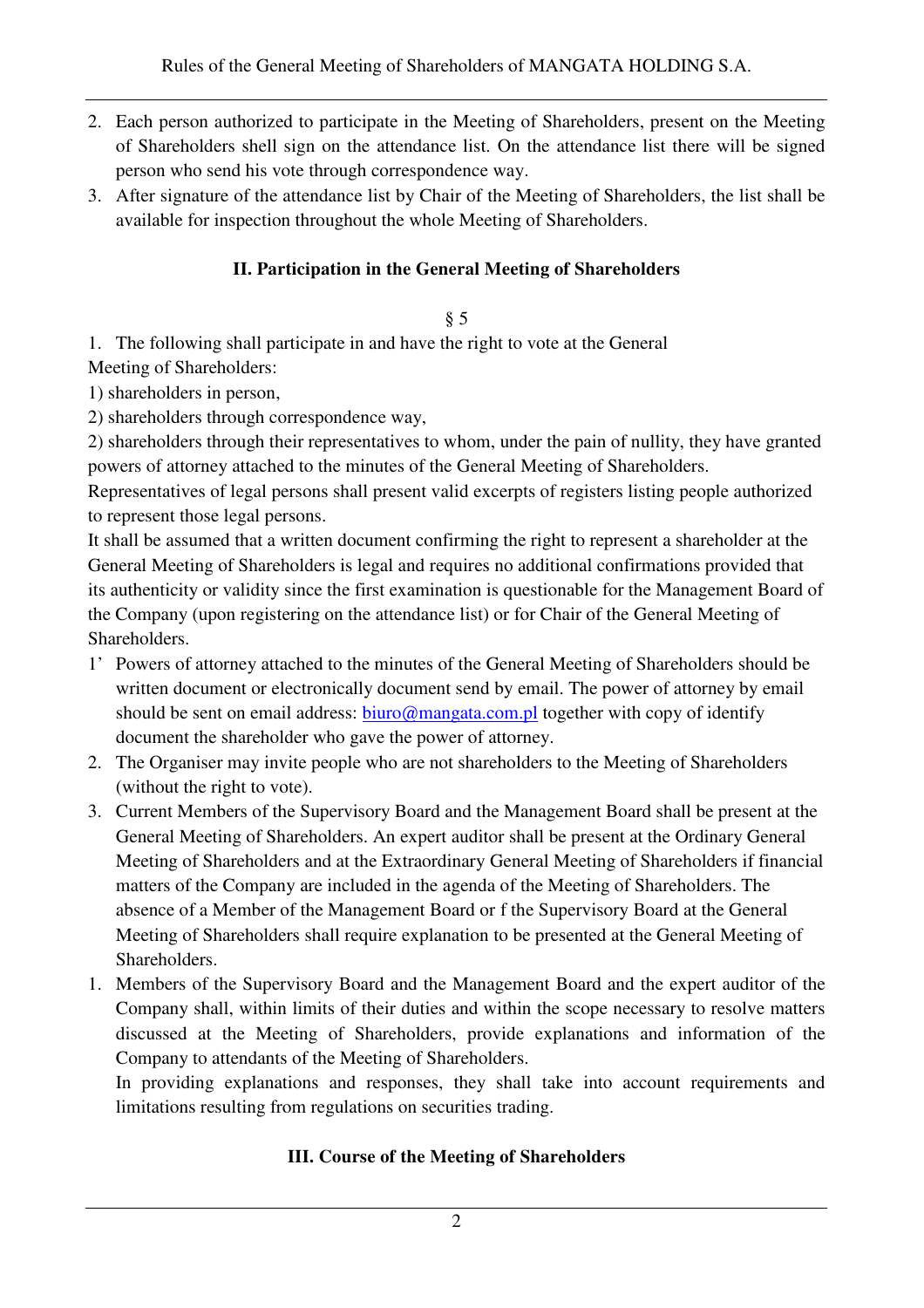2. Each person authorized to participate in the Meeting of Shareholders, present on the Meeting of Shareholders shell sign on the attendance list. On the attendance list there will be signed person who send his vote through correspondence way.
3. After signature of the attendance list by Chair of the Meeting of Shareholders, the list shall be available for inspection throughout the whole Meeting of Shareholders.

### II. Participation in the General Meeting of Shareholders

§ 5

1. The following shall participate in and have the right to vote at the General Meeting of Shareholders:

1) shareholders in person,

2) shareholders through correspondence way,

2) shareholders through their representatives to whom, under the pain of nullity, they have granted powers of attorney attached to the minutes of the General Meeting of Shareholders.

Representatives of legal persons shall present valid excerpts of registers listing people authorized to represent those legal persons.

It shall be assumed that a written document confirming the right to represent a shareholder at the General Meeting of Shareholders is legal and requires no additional confirmations provided that its authenticity or validity since the first examination is questionable for the Management Board of the Company (upon registering on the attendance list) or for Chair of the General Meeting of Shareholders.

1' Powers of attorney attached to the minutes of the General Meeting of Shareholders should be written document or electronically document send by email. The power of attorney by email should be sent on email address: biuro@mangata.com.pl together with copy of identify document the shareholder who gave the power of attorney.

2. The Organiser may invite people who are not shareholders to the Meeting of Shareholders (without the right to vote).
3. Current Members of the Supervisory Board and the Management Board shall be present at the General Meeting of Shareholders. An expert auditor shall be present at the Ordinary General Meeting of Shareholders and at the Extraordinary General Meeting of Shareholders if financial matters of the Company are included in the agenda of the Meeting of Shareholders. The absence of a Member of the Management Board or f the Supervisory Board at the General Meeting of Shareholders shall require explanation to be presented at the General Meeting of Shareholders.

1. Members of the Supervisory Board and the Management Board and the expert auditor of the Company shall, within limits of their duties and within the scope necessary to resolve matters discussed at the Meeting of Shareholders, provide explanations and information of the Company to attendants of the Meeting of Shareholders.

   In providing explanations and responses, they shall take into account requirements and limitations resulting from regulations on securities trading.

### III. Course of the Meeting of Shareholders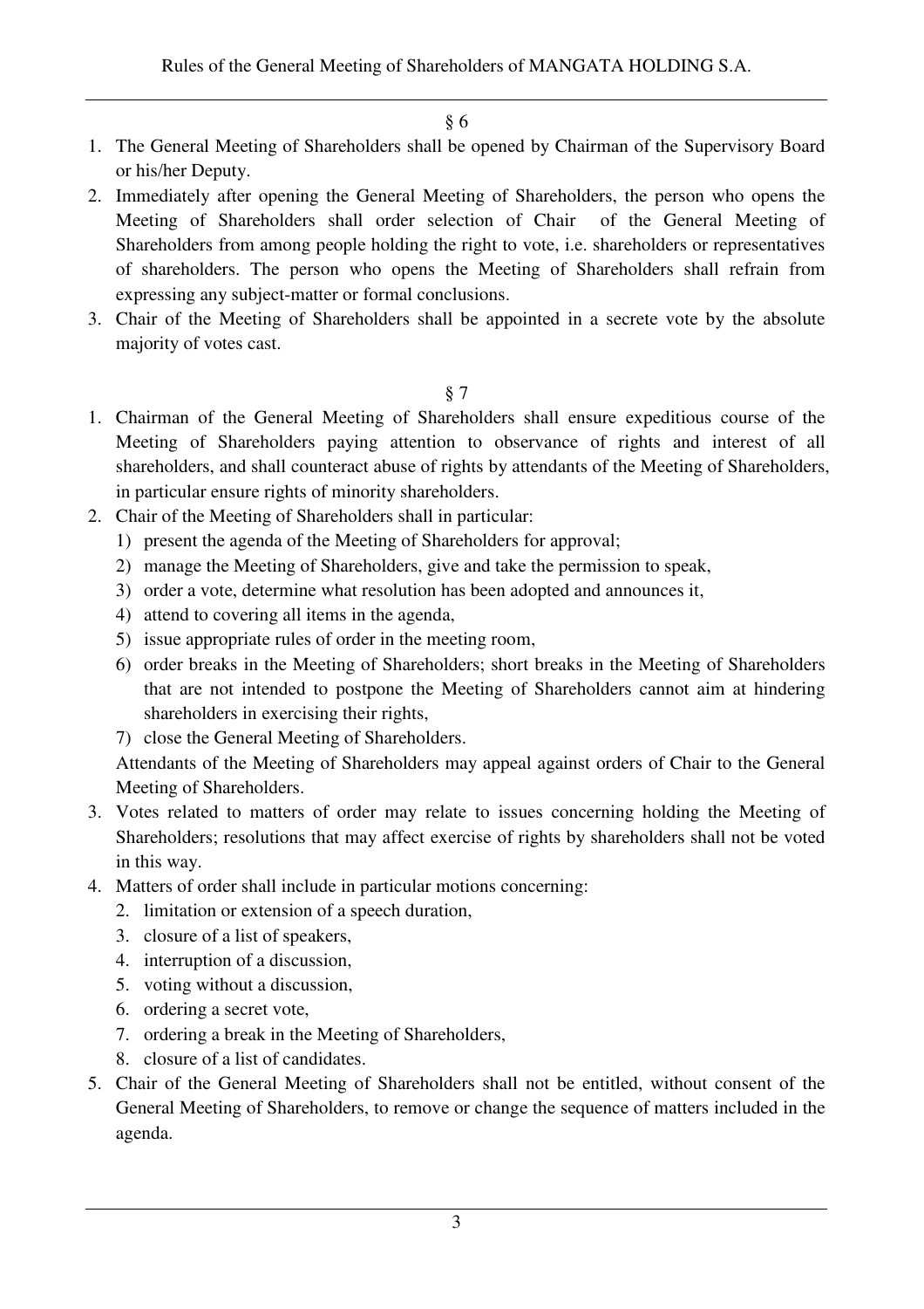§ 6

1. The General Meeting of Shareholders shall be opened by Chairman of the Supervisory Board or his/her Deputy.
2. Immediately after opening the General Meeting of Shareholders, the person who opens the Meeting of Shareholders shall order selection of Chair of the General Meeting of Shareholders from among people holding the right to vote, i.e. shareholders or representatives of shareholders. The person who opens the Meeting of Shareholders shall refrain from expressing any subject-matter or formal conclusions.
3. Chair of the Meeting of Shareholders shall be appointed in a secrete vote by the absolute majority of votes cast.

§ 7

1. Chairman of the General Meeting of Shareholders shall ensure expeditious course of the Meeting of Shareholders paying attention to observance of rights and interest of all shareholders, and shall counteract abuse of rights by attendants of the Meeting of Shareholders, in particular ensure rights of minority shareholders.
2. Chair of the Meeting of Shareholders shall in particular:
   1) present the agenda of the Meeting of Shareholders for approval;
   2) manage the Meeting of Shareholders, give and take the permission to speak,
   3) order a vote, determine what resolution has been adopted and announces it,
   4) attend to covering all items in the agenda,
   5) issue appropriate rules of order in the meeting room,
   6) order breaks in the Meeting of Shareholders; short breaks in the Meeting of Shareholders that are not intended to postpone the Meeting of Shareholders cannot aim at hindering shareholders in exercising their rights,
   7) close the General Meeting of Shareholders.

   Attendants of the Meeting of Shareholders may appeal against orders of Chair to the General Meeting of Shareholders.
3. Votes related to matters of order may relate to issues concerning holding the Meeting of Shareholders; resolutions that may affect exercise of rights by shareholders shall not be voted in this way.
4. Matters of order shall include in particular motions concerning:
   2. limitation or extension of a speech duration,
   3. closure of a list of speakers,
   4. interruption of a discussion,
   5. voting without a discussion,
   6. ordering a secret vote,
   7. ordering a break in the Meeting of Shareholders,
   8. closure of a list of candidates.
5. Chair of the General Meeting of Shareholders shall not be entitled, without consent of the General Meeting of Shareholders, to remove or change the sequence of matters included in the agenda.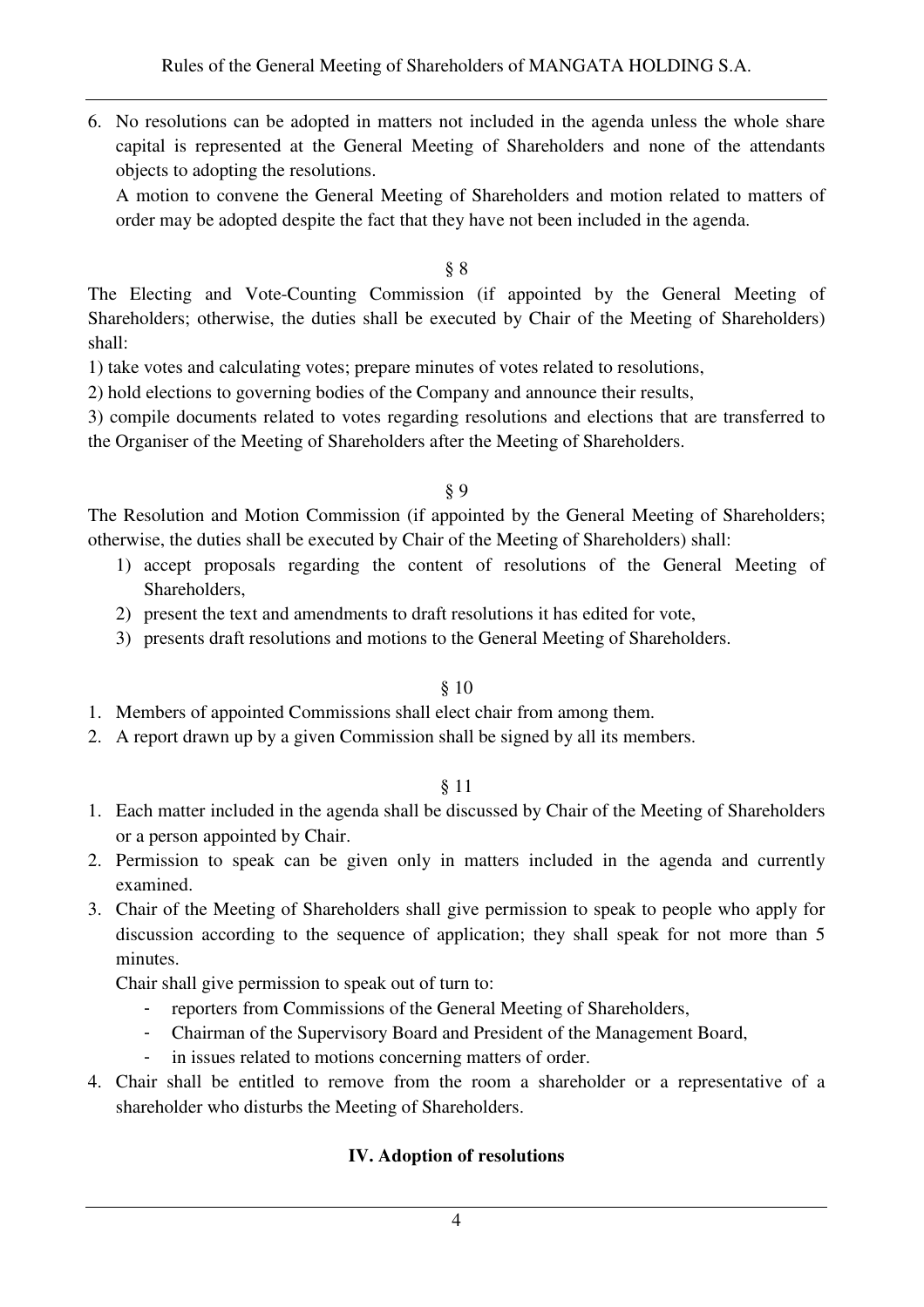6. No resolutions can be adopted in matters not included in the agenda unless the whole share capital is represented at the General Meeting of Shareholders and none of the attendants objects to adopting the resolutions.

   A motion to convene the General Meeting of Shareholders and motion related to matters of order may be adopted despite the fact that they have not been included in the agenda.

§ 8

The Electing and Vote-Counting Commission (if appointed by the General Meeting of Shareholders; otherwise, the duties shall be executed by Chair of the Meeting of Shareholders) shall:

1) take votes and calculating votes; prepare minutes of votes related to resolutions,

2) hold elections to governing bodies of the Company and announce their results,

3) compile documents related to votes regarding resolutions and elections that are transferred to the Organiser of the Meeting of Shareholders after the Meeting of Shareholders.

§ 9

The Resolution and Motion Commission (if appointed by the General Meeting of Shareholders; otherwise, the duties shall be executed by Chair of the Meeting of Shareholders) shall:

1) accept proposals regarding the content of resolutions of the General Meeting of Shareholders,
2) present the text and amendments to draft resolutions it has edited for vote,
3) presents draft resolutions and motions to the General Meeting of Shareholders.

§ 10

1. Members of appointed Commissions shall elect chair from among them.
2. A report drawn up by a given Commission shall be signed by all its members.

§ 11

1. Each matter included in the agenda shall be discussed by Chair of the Meeting of Shareholders or a person appointed by Chair.
2. Permission to speak can be given only in matters included in the agenda and currently examined.
3. Chair of the Meeting of Shareholders shall give permission to speak to people who apply for discussion according to the sequence of application; they shall speak for not more than 5 minutes.

   Chair shall give permission to speak out of turn to:

   - reporters from Commissions of the General Meeting of Shareholders,
   - Chairman of the Supervisory Board and President of the Management Board,
   - in issues related to motions concerning matters of order.
4. Chair shall be entitled to remove from the room a shareholder or a representative of a shareholder who disturbs the Meeting of Shareholders.

**IV. Adoption of resolutions**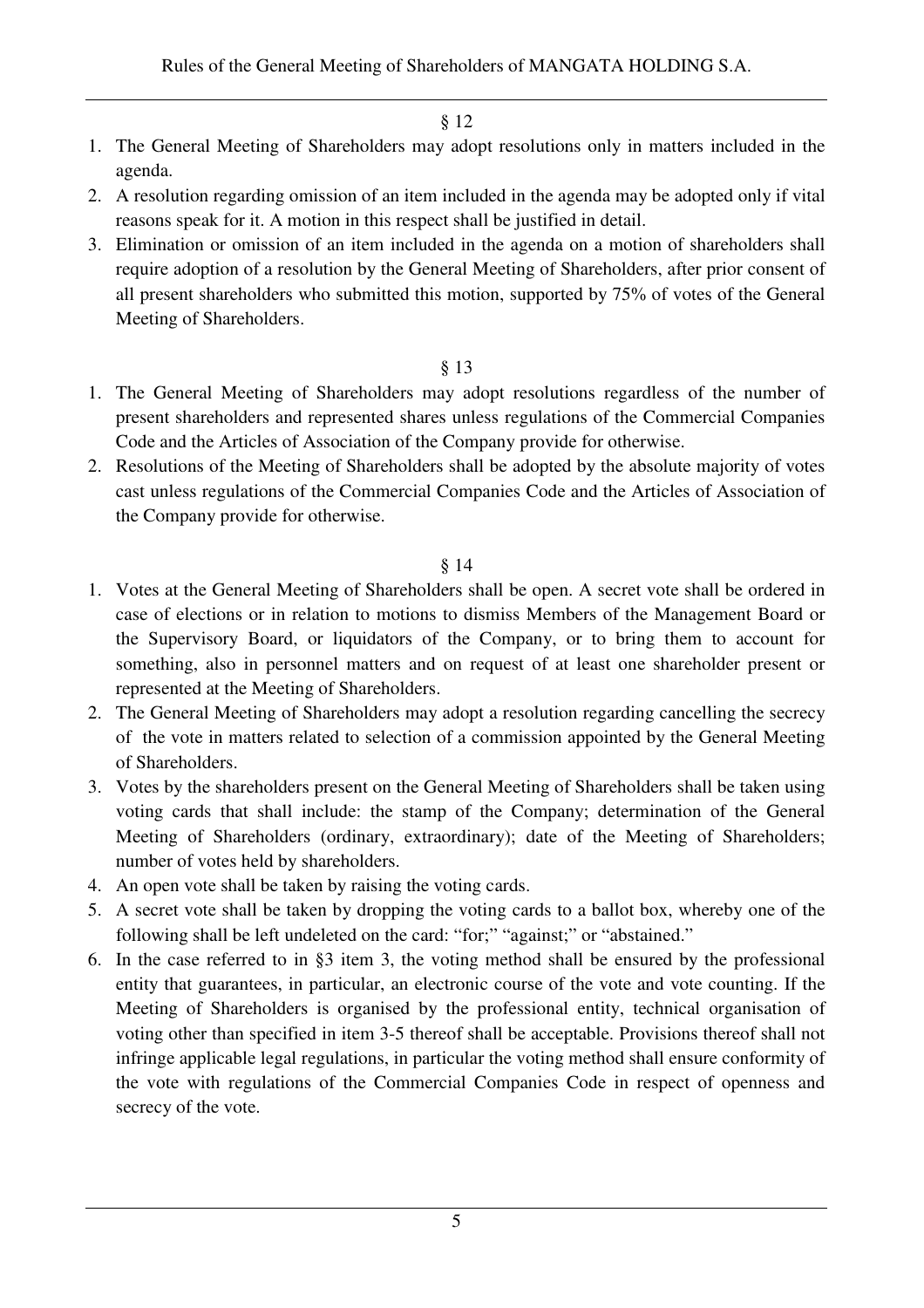§ 12

1. The General Meeting of Shareholders may adopt resolutions only in matters included in the agenda.
2. A resolution regarding omission of an item included in the agenda may be adopted only if vital reasons speak for it. A motion in this respect shall be justified in detail.
3. Elimination or omission of an item included in the agenda on a motion of shareholders shall require adoption of a resolution by the General Meeting of Shareholders, after prior consent of all present shareholders who submitted this motion, supported by 75% of votes of the General Meeting of Shareholders.

§ 13

1. The General Meeting of Shareholders may adopt resolutions regardless of the number of present shareholders and represented shares unless regulations of the Commercial Companies Code and the Articles of Association of the Company provide for otherwise.
2. Resolutions of the Meeting of Shareholders shall be adopted by the absolute majority of votes cast unless regulations of the Commercial Companies Code and the Articles of Association of the Company provide for otherwise.

§ 14

1. Votes at the General Meeting of Shareholders shall be open. A secret vote shall be ordered in case of elections or in relation to motions to dismiss Members of the Management Board or the Supervisory Board, or liquidators of the Company, or to bring them to account for something, also in personnel matters and on request of at least one shareholder present or represented at the Meeting of Shareholders.
2. The General Meeting of Shareholders may adopt a resolution regarding cancelling the secrecy of the vote in matters related to selection of a commission appointed by the General Meeting of Shareholders.
3. Votes by the shareholders present on the General Meeting of Shareholders shall be taken using voting cards that shall include: the stamp of the Company; determination of the General Meeting of Shareholders (ordinary, extraordinary); date of the Meeting of Shareholders; number of votes held by shareholders.
4. An open vote shall be taken by raising the voting cards.
5. A secret vote shall be taken by dropping the voting cards to a ballot box, whereby one of the following shall be left undeleted on the card: "for;" "against;" or "abstained."
6. In the case referred to in §3 item 3, the voting method shall be ensured by the professional entity that guarantees, in particular, an electronic course of the vote and vote counting. If the Meeting of Shareholders is organised by the professional entity, technical organisation of voting other than specified in item 3-5 thereof shall be acceptable. Provisions thereof shall not infringe applicable legal regulations, in particular the voting method shall ensure conformity of the vote with regulations of the Commercial Companies Code in respect of openness and secrecy of the vote.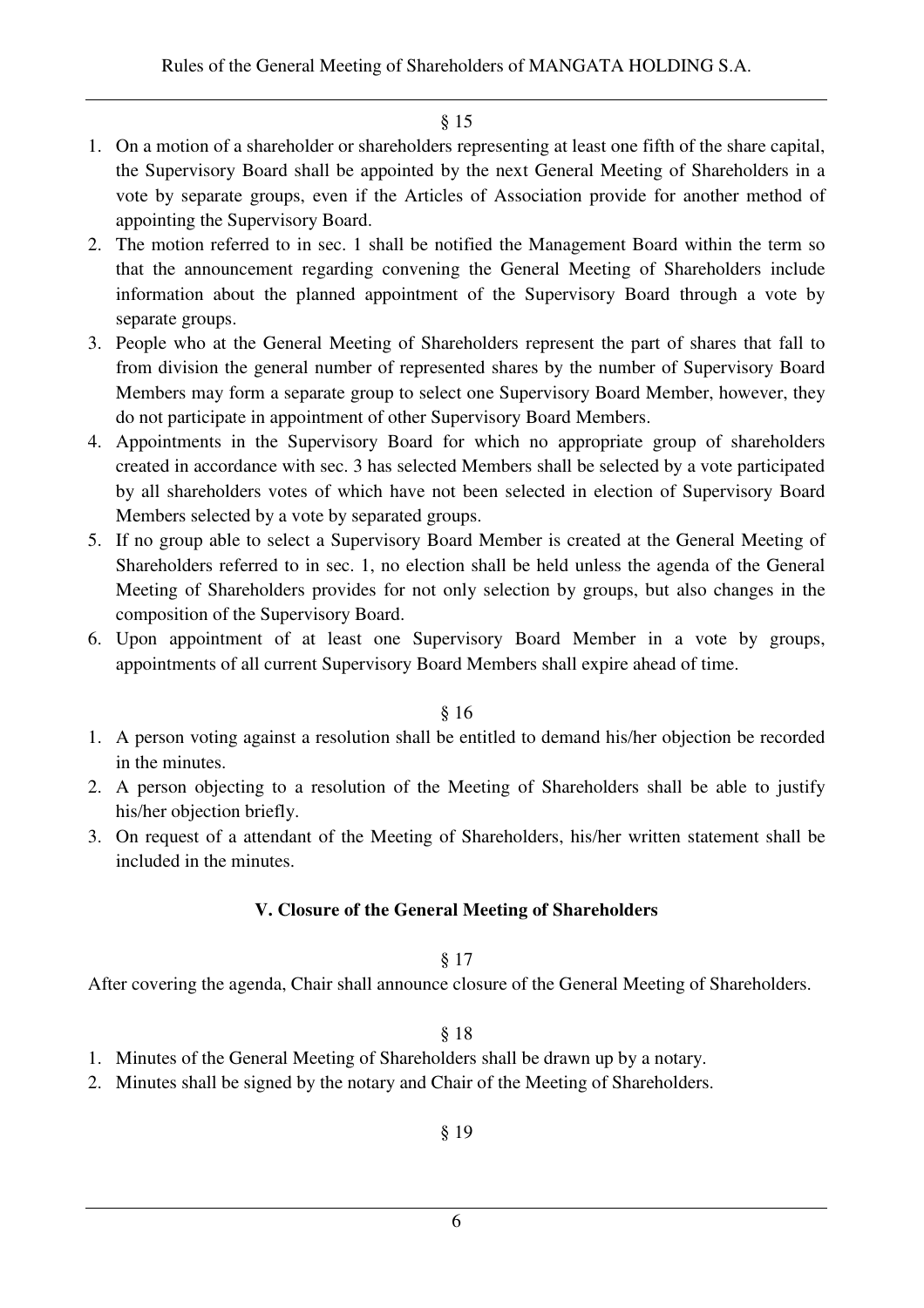§ 15

1. On a motion of a shareholder or shareholders representing at least one fifth of the share capital, the Supervisory Board shall be appointed by the next General Meeting of Shareholders in a vote by separate groups, even if the Articles of Association provide for another method of appointing the Supervisory Board.
2. The motion referred to in sec. 1 shall be notified the Management Board within the term so that the announcement regarding convening the General Meeting of Shareholders include information about the planned appointment of the Supervisory Board through a vote by separate groups.
3. People who at the General Meeting of Shareholders represent the part of shares that fall to from division the general number of represented shares by the number of Supervisory Board Members may form a separate group to select one Supervisory Board Member, however, they do not participate in appointment of other Supervisory Board Members.
4. Appointments in the Supervisory Board for which no appropriate group of shareholders created in accordance with sec. 3 has selected Members shall be selected by a vote participated by all shareholders votes of which have not been selected in election of Supervisory Board Members selected by a vote by separated groups.
5. If no group able to select a Supervisory Board Member is created at the General Meeting of Shareholders referred to in sec. 1, no election shall be held unless the agenda of the General Meeting of Shareholders provides for not only selection by groups, but also changes in the composition of the Supervisory Board.
6. Upon appointment of at least one Supervisory Board Member in a vote by groups, appointments of all current Supervisory Board Members shall expire ahead of time.

§ 16

1. A person voting against a resolution shall be entitled to demand his/her objection be recorded in the minutes.
2. A person objecting to a resolution of the Meeting of Shareholders shall be able to justify his/her objection briefly.
3. On request of a attendant of the Meeting of Shareholders, his/her written statement shall be included in the minutes.

## V. Closure of the General Meeting of Shareholders

§ 17

After covering the agenda, Chair shall announce closure of the General Meeting of Shareholders.

§ 18

1. Minutes of the General Meeting of Shareholders shall be drawn up by a notary.
2. Minutes shall be signed by the notary and Chair of the Meeting of Shareholders.

§ 19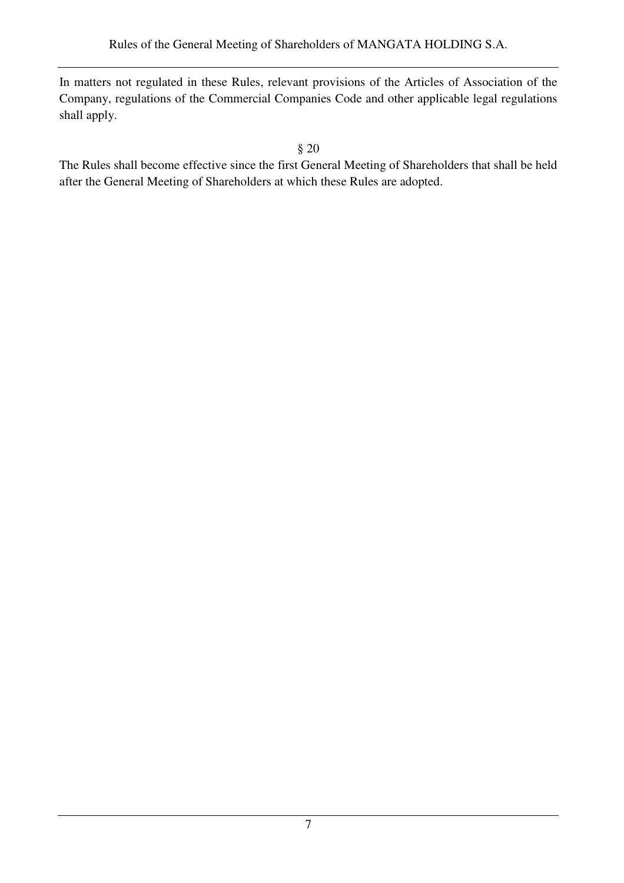In matters not regulated in these Rules, relevant provisions of the Articles of Association of the Company, regulations of the Commercial Companies Code and other applicable legal regulations shall apply.

§ 20

The Rules shall become effective since the first General Meeting of Shareholders that shall be held after the General Meeting of Shareholders at which these Rules are adopted.